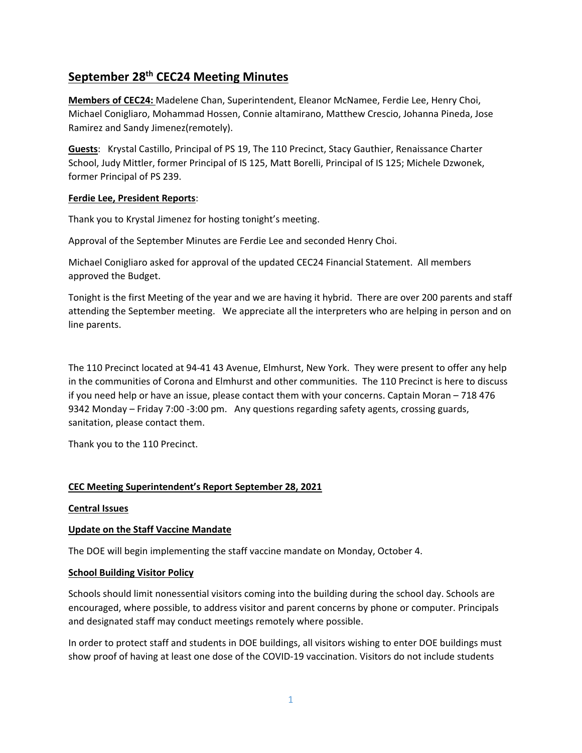## September 28th CEC24 Meeting Minutes

**Members of CEC24:** Madelene Chan, Superintendent, Eleanor McNamee, Ferdie Lee, Henry Choi, Michael Conigliaro, Mohammad Hossen, Connie altamirano, Matthew Crescio, Johanna Pineda, Jose Ramirez and Sandy Jimenez(remotely).

**Guests**: Krystal Castillo, Principal of PS 19, The 110 Precinct, Stacy Gauthier, Renaissance Charter School, Judy Mittler, former Principal of IS 125, Matt Borelli, Principal of IS 125; Michele Dzwonek, former Principal of PS 239.

**Ferdie Lee, President Reports**:

Thank you to Krystal Jimenez for hosting tonight's meeting.

Approval of the September Minutes are Ferdie Lee and seconded Henry Choi.

Michael Conigliaro asked for approval of the updated CEC24 Financial Statement. All members approved the Budget.

Tonight is the first Meeting of the year and we are having it hybrid. There are over 200 parents and staff attending the September meeting. We appreciate all the interpreters who are helping in person and on line parents.

The 110 Precinct located at 94-41 43 Avenue, Elmhurst, New York. They were present to offer any help in the communities of Corona and Elmhurst and other communities. The 110 Precinct is here to discuss if you need help or have an issue, please contact them with your concerns. Captain Moran – 718 476 9342 Monday – Friday 7:00 -3:00 pm. Any questions regarding safety agents, crossing guards, sanitation, please contact them.

Thank you to the 110 Precinct.

**CEC Meeting Superintendent's Report September 28, 2021**

**Central Issues**

**Update on the Staff Vaccine Mandate**

The DOE will begin implementing the staff vaccine mandate on Monday, October 4.

**School Building Visitor Policy**

Schools should limit nonessential visitors coming into the building during the school day. Schools are encouraged, where possible, to address visitor and parent concerns by phone or computer. Principals and designated staff may conduct meetings remotely where possible.

In order to protect staff and students in DOE buildings, all visitors wishing to enter DOE buildings must show proof of having at least one dose of the COVID-19 vaccination. Visitors do not include students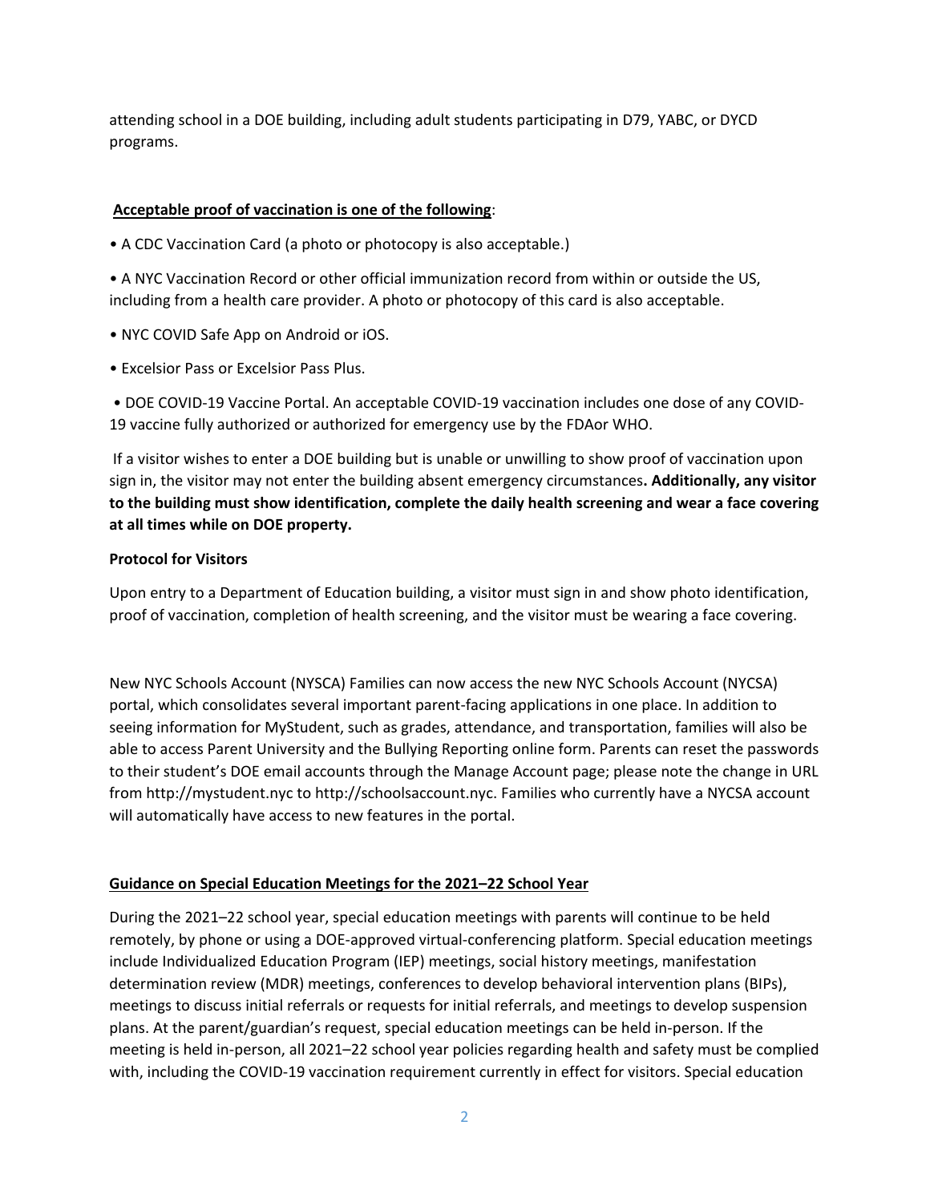attending school in a DOE building, including adult students participating in D79, YABC, or DYCD programs.

**Acceptable proof of vaccination is one of the following**:

- A CDC Vaccination Card (a photo or photocopy is also acceptable.)
- A NYC Vaccination Record or other official immunization record from within or outside the US, including from a health care provider. A photo or photocopy of this card is also acceptable.
- NYC COVID Safe App on Android or iOS.
- Excelsior Pass or Excelsior Pass Plus.
- DOE COVID-19 Vaccine Portal. An acceptable COVID-19 vaccination includes one dose of any COVID-19 vaccine fully authorized or authorized for emergency use by the FDAor WHO.

If a visitor wishes to enter a DOE building but is unable or unwilling to show proof of vaccination upon sign in, the visitor may not enter the building absent emergency circumstances**. Additionally, any visitor to the building must show identification, complete the daily health screening and wear a face covering at all times while on DOE property.**

**Protocol for Visitors**

Upon entry to a Department of Education building, a visitor must sign in and show photo identification, proof of vaccination, completion of health screening, and the visitor must be wearing a face covering.

New NYC Schools Account (NYSCA) Families can now access the new NYC Schools Account (NYCSA) portal, which consolidates several important parent-facing applications in one place. In addition to seeing information for MyStudent, such as grades, attendance, and transportation, families will also be able to access Parent University and the Bullying Reporting online form. Parents can reset the passwords to their student's DOE email accounts through the Manage Account page; please note the change in URL from http://mystudent.nyc to http://schoolsaccount.nyc. Families who currently have a NYCSA account will automatically have access to new features in the portal.

**Guidance on Special Education Meetings for the 2021–22 School Year**

During the 2021–22 school year, special education meetings with parents will continue to be held remotely, by phone or using a DOE-approved virtual-conferencing platform. Special education meetings include Individualized Education Program (IEP) meetings, social history meetings, manifestation determination review (MDR) meetings, conferences to develop behavioral intervention plans (BIPs), meetings to discuss initial referrals or requests for initial referrals, and meetings to develop suspension plans. At the parent/guardian's request, special education meetings can be held in-person. If the meeting is held in-person, all 2021–22 school year policies regarding health and safety must be complied with, including the COVID-19 vaccination requirement currently in effect for visitors. Special education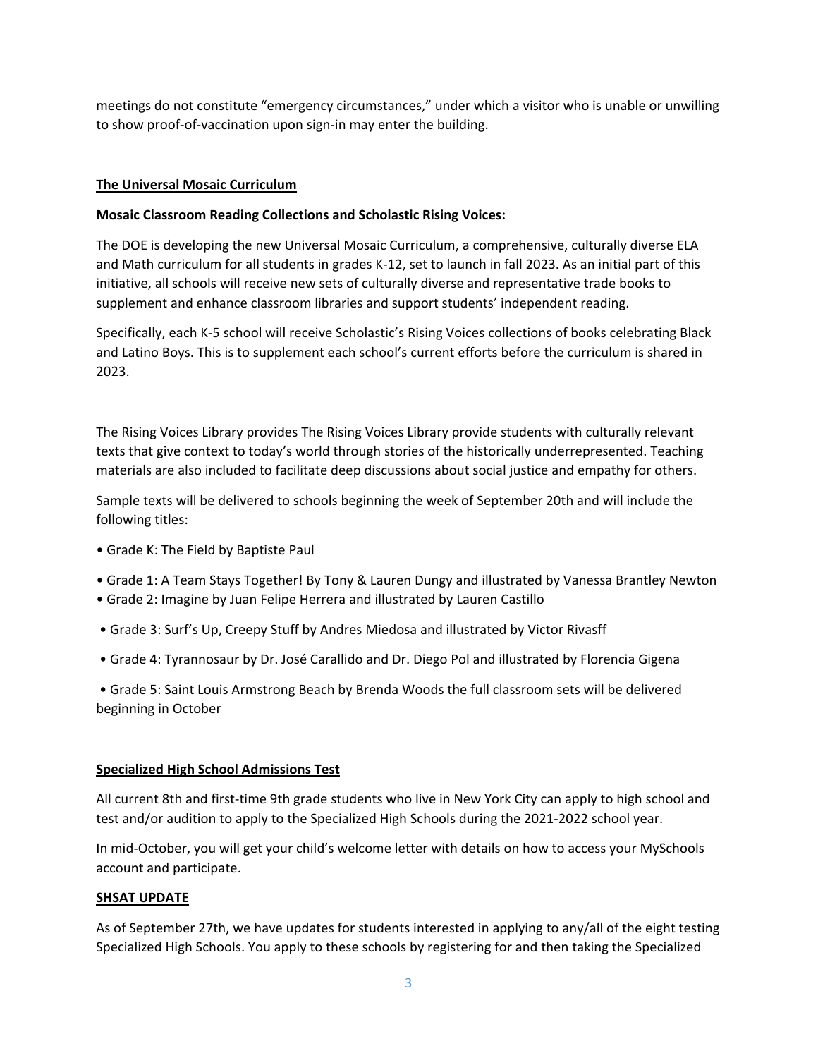meetings do not constitute "emergency circumstances," under which a visitor who is unable or unwilling to show proof-of-vaccination upon sign-in may enter the building.

**The Universal Mosaic Curriculum**

**Mosaic Classroom Reading Collections and Scholastic Rising Voices:**

The DOE is developing the new Universal Mosaic Curriculum, a comprehensive, culturally diverse ELA and Math curriculum for all students in grades K-12, set to launch in fall 2023. As an initial part of this initiative, all schools will receive new sets of culturally diverse and representative trade books to supplement and enhance classroom libraries and support students' independent reading.

Specifically, each K-5 school will receive Scholastic's Rising Voices collections of books celebrating Black and Latino Boys. This is to supplement each school's current efforts before the curriculum is shared in 2023.

The Rising Voices Library provides The Rising Voices Library provide students with culturally relevant texts that give context to today's world through stories of the historically underrepresented. Teaching materials are also included to facilitate deep discussions about social justice and empathy for others.

Sample texts will be delivered to schools beginning the week of September 20th and will include the following titles:

- Grade K: The Field by Baptiste Paul
- Grade 1: A Team Stays Together! By Tony & Lauren Dungy and illustrated by Vanessa Brantley Newton
- Grade 2: Imagine by Juan Felipe Herrera and illustrated by Lauren Castillo
- Grade 3: Surf's Up, Creepy Stuff by Andres Miedosa and illustrated by Victor Rivasff
- Grade 4: Tyrannosaur by Dr. José Carallido and Dr. Diego Pol and illustrated by Florencia Gigena
- Grade 5: Saint Louis Armstrong Beach by Brenda Woods the full classroom sets will be delivered beginning in October

**Specialized High School Admissions Test**

All current 8th and first-time 9th grade students who live in New York City can apply to high school and test and/or audition to apply to the Specialized High Schools during the 2021-2022 school year.

In mid-October, you will get your child's welcome letter with details on how to access your MySchools account and participate.

**SHSAT UPDATE**

As of September 27th, we have updates for students interested in applying to any/all of the eight testing Specialized High Schools. You apply to these schools by registering for and then taking the Specialized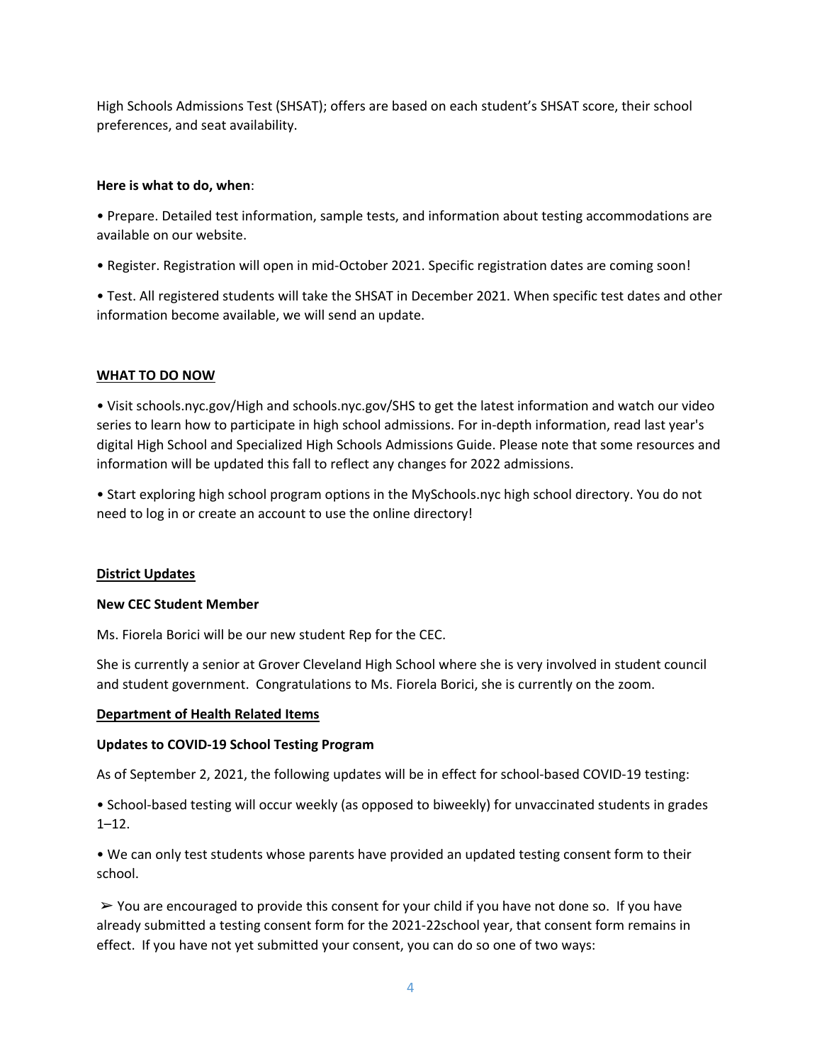High Schools Admissions Test (SHSAT); offers are based on each student's SHSAT score, their school preferences, and seat availability.

**Here is what to do, when**:

- Prepare. Detailed test information, sample tests, and information about testing accommodations are available on our website.
- Register. Registration will open in mid-October 2021. Specific registration dates are coming soon!
- Test. All registered students will take the SHSAT in December 2021. When specific test dates and other information become available, we will send an update.

**WHAT TO DO NOW**

- Visit schools.nyc.gov/High and schools.nyc.gov/SHS to get the latest information and watch our video series to learn how to participate in high school admissions. For in-depth information, read last year's digital High School and Specialized High Schools Admissions Guide. Please note that some resources and information will be updated this fall to reflect any changes for 2022 admissions.
- Start exploring high school program options in the MySchools.nyc high school directory. You do not need to log in or create an account to use the online directory!

**District Updates**

**New CEC Student Member**

Ms. Fiorela Borici will be our new student Rep for the CEC.

She is currently a senior at Grover Cleveland High School where she is very involved in student council and student government. Congratulations to Ms. Fiorela Borici, she is currently on the zoom.

**Department of Health Related Items**

**Updates to COVID-19 School Testing Program**

As of September 2, 2021, the following updates will be in effect for school-based COVID-19 testing:

- School-based testing will occur weekly (as opposed to biweekly) for unvaccinated students in grades 1–12.
- We can only test students whose parents have provided an updated testing consent form to their school.

➢ You are encouraged to provide this consent for your child if you have not done so. If you have already submitted a testing consent form for the 2021-22school year, that consent form remains in effect. If you have not yet submitted your consent, you can do so one of two ways: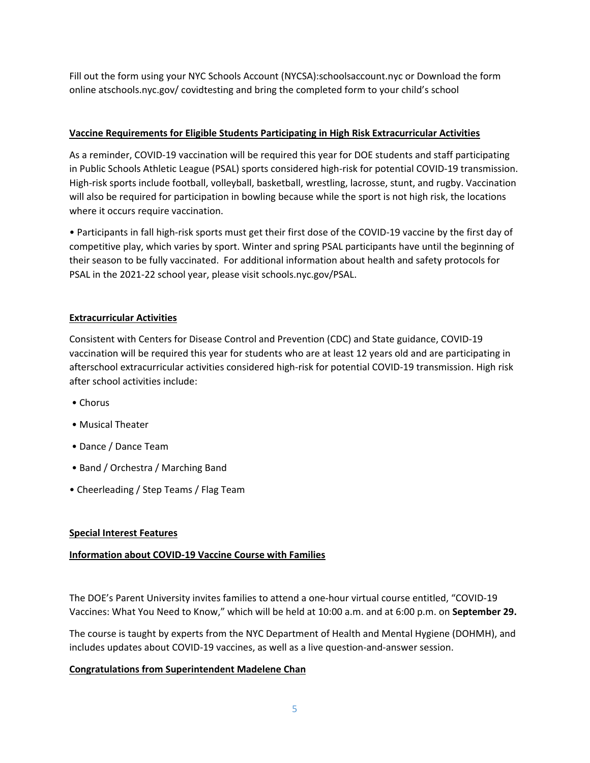Fill out the form using your NYC Schools Account (NYCSA):schoolsaccount.nyc or Download the form online atschools.nyc.gov/ covidtesting and bring the completed form to your child's school

**Vaccine Requirements for Eligible Students Participating in High Risk Extracurricular Activities**

As a reminder, COVID-19 vaccination will be required this year for DOE students and staff participating in Public Schools Athletic League (PSAL) sports considered high-risk for potential COVID-19 transmission. High-risk sports include football, volleyball, basketball, wrestling, lacrosse, stunt, and rugby. Vaccination will also be required for participation in bowling because while the sport is not high risk, the locations where it occurs require vaccination.

• Participants in fall high-risk sports must get their first dose of the COVID-19 vaccine by the first day of competitive play, which varies by sport. Winter and spring PSAL participants have until the beginning of their season to be fully vaccinated. For additional information about health and safety protocols for PSAL in the 2021-22 school year, please visit schools.nyc.gov/PSAL.

**Extracurricular Activities**

Consistent with Centers for Disease Control and Prevention (CDC) and State guidance, COVID-19 vaccination will be required this year for students who are at least 12 years old and are participating in afterschool extracurricular activities considered high-risk for potential COVID-19 transmission. High risk after school activities include:

- Chorus
- Musical Theater
- Dance / Dance Team
- Band / Orchestra / Marching Band
- Cheerleading / Step Teams / Flag Team

**Special Interest Features**

**Information about COVID-19 Vaccine Course with Families**

The DOE's Parent University invites families to attend a one-hour virtual course entitled, "COVID-19 Vaccines: What You Need to Know," which will be held at 10:00 a.m. and at 6:00 p.m. on **September 29.**

The course is taught by experts from the NYC Department of Health and Mental Hygiene (DOHMH), and includes updates about COVID-19 vaccines, as well as a live question-and-answer session.

**Congratulations from Superintendent Madelene Chan**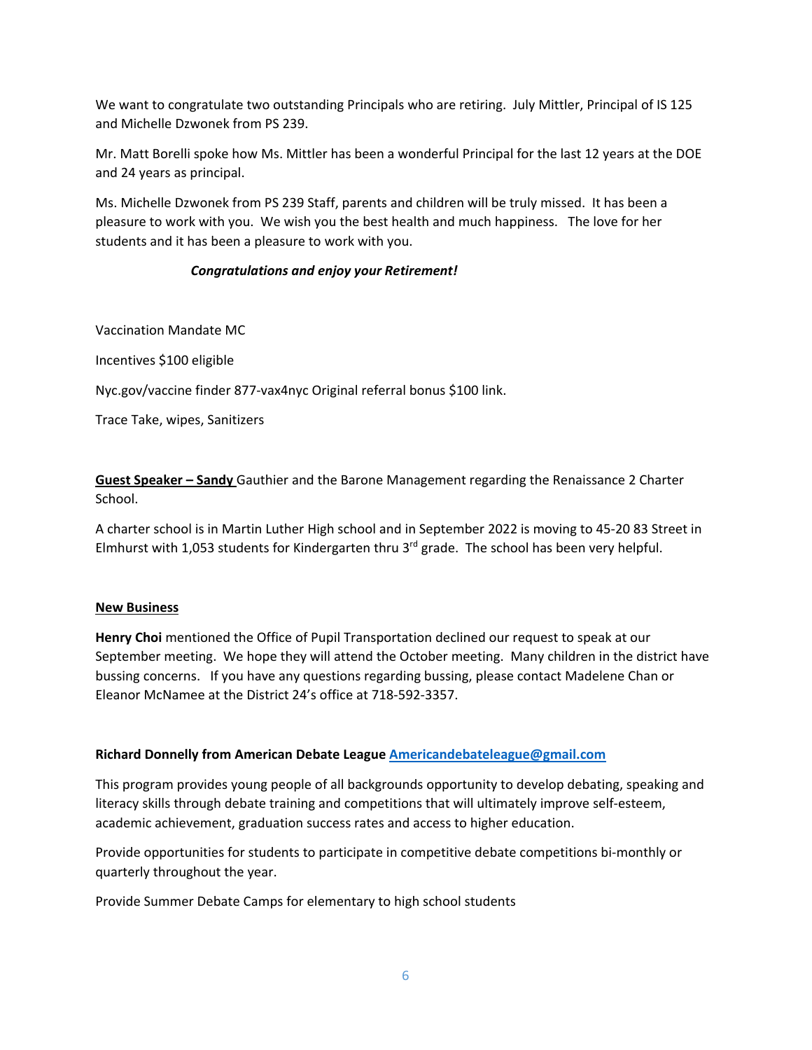We want to congratulate two outstanding Principals who are retiring. July Mittler, Principal of IS 125 and Michelle Dzwonek from PS 239.

Mr. Matt Borelli spoke how Ms. Mittler has been a wonderful Principal for the last 12 years at the DOE and 24 years as principal.

Ms. Michelle Dzwonek from PS 239 Staff, parents and children will be truly missed. It has been a pleasure to work with you. We wish you the best health and much happiness. The love for her students and it has been a pleasure to work with you.

***Congratulations and enjoy your Retirement!***

Vaccination Mandate MC

Incentives $100 eligible

Nyc.gov/vaccine finder 877-vax4nyc Original referral bonus $100 link.

Trace Take, wipes, Sanitizers

**Guest Speaker – Sandy** Gauthier and the Barone Management regarding the Renaissance 2 Charter School.

A charter school is in Martin Luther High school and in September 2022 is moving to 45-20 83 Street in Elmhurst with 1,053 students for Kindergarten thru 3rd grade. The school has been very helpful.

**New Business**

**Henry Choi** mentioned the Office of Pupil Transportation declined our request to speak at our September meeting. We hope they will attend the October meeting. Many children in the district have bussing concerns. If you have any questions regarding bussing, please contact Madelene Chan or Eleanor McNamee at the District 24's office at 718-592-3357.

**Richard Donnelly from American Debate League** Americandebateleague@gmail.com

This program provides young people of all backgrounds opportunity to develop debating, speaking and literacy skills through debate training and competitions that will ultimately improve self-esteem, academic achievement, graduation success rates and access to higher education.

Provide opportunities for students to participate in competitive debate competitions bi-monthly or quarterly throughout the year.

Provide Summer Debate Camps for elementary to high school students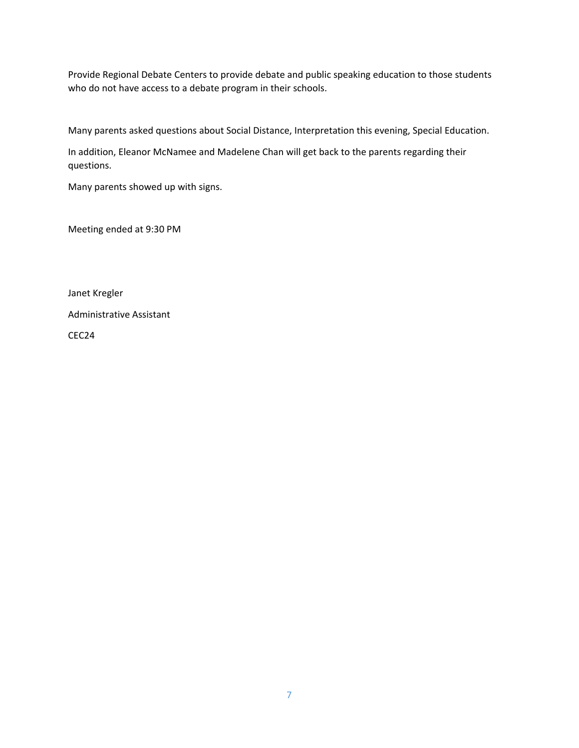Provide Regional Debate Centers to provide debate and public speaking education to those students who do not have access to a debate program in their schools.

Many parents asked questions about Social Distance, Interpretation this evening, Special Education.

In addition, Eleanor McNamee and Madelene Chan will get back to the parents regarding their questions.

Many parents showed up with signs.

Meeting ended at 9:30 PM

Janet Kregler

Administrative Assistant

CEC24